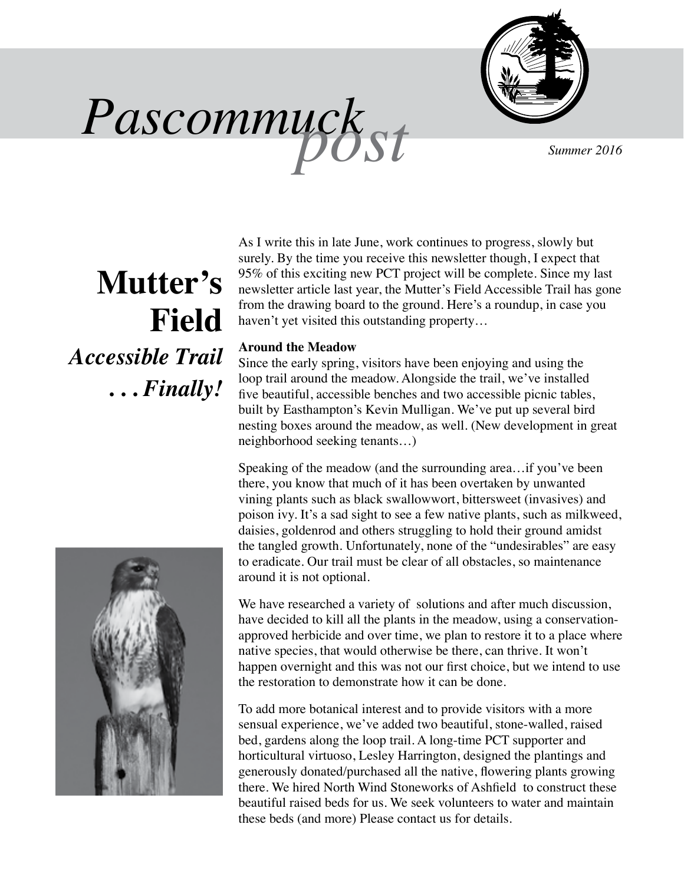# Pascommuck *post*

*Summer 2016*

## Mutter's Field

### *Accessible Trail . . . Finally!*

As I write this in late June, work continues to progress, slowly but surely. By the time you receive this newsletter though, I expect that 95% of this exciting new PCT project will be complete. Since my last newsletter article last year, the Mutter's Field Accessible Trail has gone from the drawing board to the ground. Here's a roundup, in case you haven't yet visited this outstanding property…

**Around the Meadow**

Since the early spring, visitors have been enjoying and using the loop trail around the meadow. Alongside the trail, we've installed five beautiful, accessible benches and two accessible picnic tables, built by Easthampton's Kevin Mulligan. We've put up several bird nesting boxes around the meadow, as well. (New development in great neighborhood seeking tenants…)

Speaking of the meadow (and the surrounding area…if you've been there, you know that much of it has been overtaken by unwanted vining plants such as black swallowwort, bittersweet (invasives) and poison ivy. It's a sad sight to see a few native plants, such as milkweed, daisies, goldenrod and others struggling to hold their ground amidst the tangled growth. Unfortunately, none of the "undesirables" are easy to eradicate. Our trail must be clear of all obstacles, so maintenance around it is not optional.

We have researched a variety of solutions and after much discussion, have decided to kill all the plants in the meadow, using a conservation-approved herbicide and over time, we plan to restore it to a place where native species, that would otherwise be there, can thrive. It won't happen overnight and this was not our first choice, but we intend to use the restoration to demonstrate how it can be done.

To add more botanical interest and to provide visitors with a more sensual experience, we've added two beautiful, stone-walled, raised bed, gardens along the loop trail. A long-time PCT supporter and horticultural virtuoso, Lesley Harrington, designed the plantings and generously donated/purchased all the native, flowering plants growing there. We hired North Wind Stoneworks of Ashfield to construct these beautiful raised beds for us. We seek volunteers to water and maintain these beds (and more) Please contact us for details.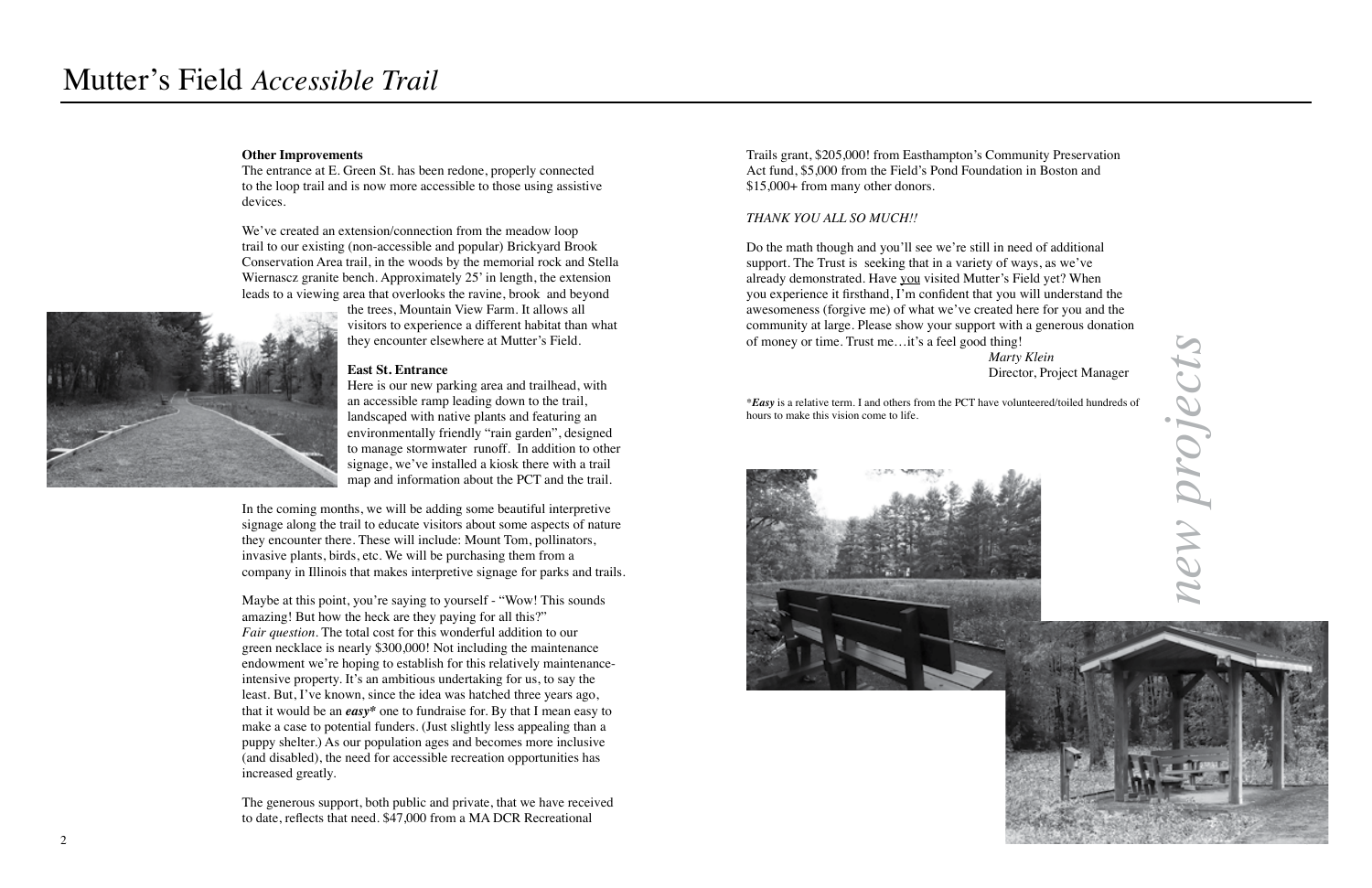# Mutter's Field *Accessible Trail*

**Other Improvements**
The entrance at E. Green St. has been redone, properly connected to the loop trail and is now more accessible to those using assistive devices.

We've created an extension/connection from the meadow loop trail to our existing (non-accessible and popular) Brickyard Brook Conservation Area trail, in the woods by the memorial rock and Stella Wiernascz granite bench. Approximately 25' in length, the extension leads to a viewing area that overlooks the ravine, brook and beyond the trees, Mountain View Farm. It allows all visitors to experience a different habitat than what they encounter elsewhere at Mutter's Field.

**East St. Entrance**
Here is our new parking area and trailhead, with an accessible ramp leading down to the trail, landscaped with native plants and featuring an environmentally friendly "rain garden", designed to manage stormwater runoff. In addition to other signage, we've installed a kiosk there with a trail map and information about the PCT and the trail.

In the coming months, we will be adding some beautiful interpretive signage along the trail to educate visitors about some aspects of nature they encounter there. These will include: Mount Tom, pollinators, invasive plants, birds, etc. We will be purchasing them from a company in Illinois that makes interpretive signage for parks and trails.

Maybe at this point, you're saying to yourself - "Wow! This sounds amazing! But how the heck are they paying for all this?" *Fair question*. The total cost for this wonderful addition to our green necklace is nearly $300,000! Not including the maintenance endowment we're hoping to establish for this relatively maintenance-intensive property. It's an ambitious undertaking for us, to say the least. But, I've known, since the idea was hatched three years ago, that it would be an ***easy**** one to fundraise for. By that I mean easy to make a case to potential funders. (Just slightly less appealing than a puppy shelter.) As our population ages and becomes more inclusive (and disabled), the need for accessible recreation opportunities has increased greatly.

The generous support, both public and private, that we have received to date, reflects that need. $47,000 from a MA DCR Recreational Trails grant, $205,000! from Easthampton's Community Preservation Act fund, $5,000 from the Field's Pond Foundation in Boston and $15,000+ from many other donors.

*THANK YOU ALL SO MUCH!!*

Do the math though and you'll see we're still in need of additional support. The Trust is seeking that in a variety of ways, as we've already demonstrated. Have <u>you</u> visited Mutter's Field yet? When you experience it firsthand, I'm confident that you will understand the awesomeness (forgive me) of what we've created here for you and the community at large. Please show your support with a generous donation of money or time. Trust me…it's a feel good thing!

*Marty Klein*
Director, Project Manager

*Easy* is a relative term. I and others from the PCT have volunteered/toiled hundreds of hours to make this vision come to life.

*new projects*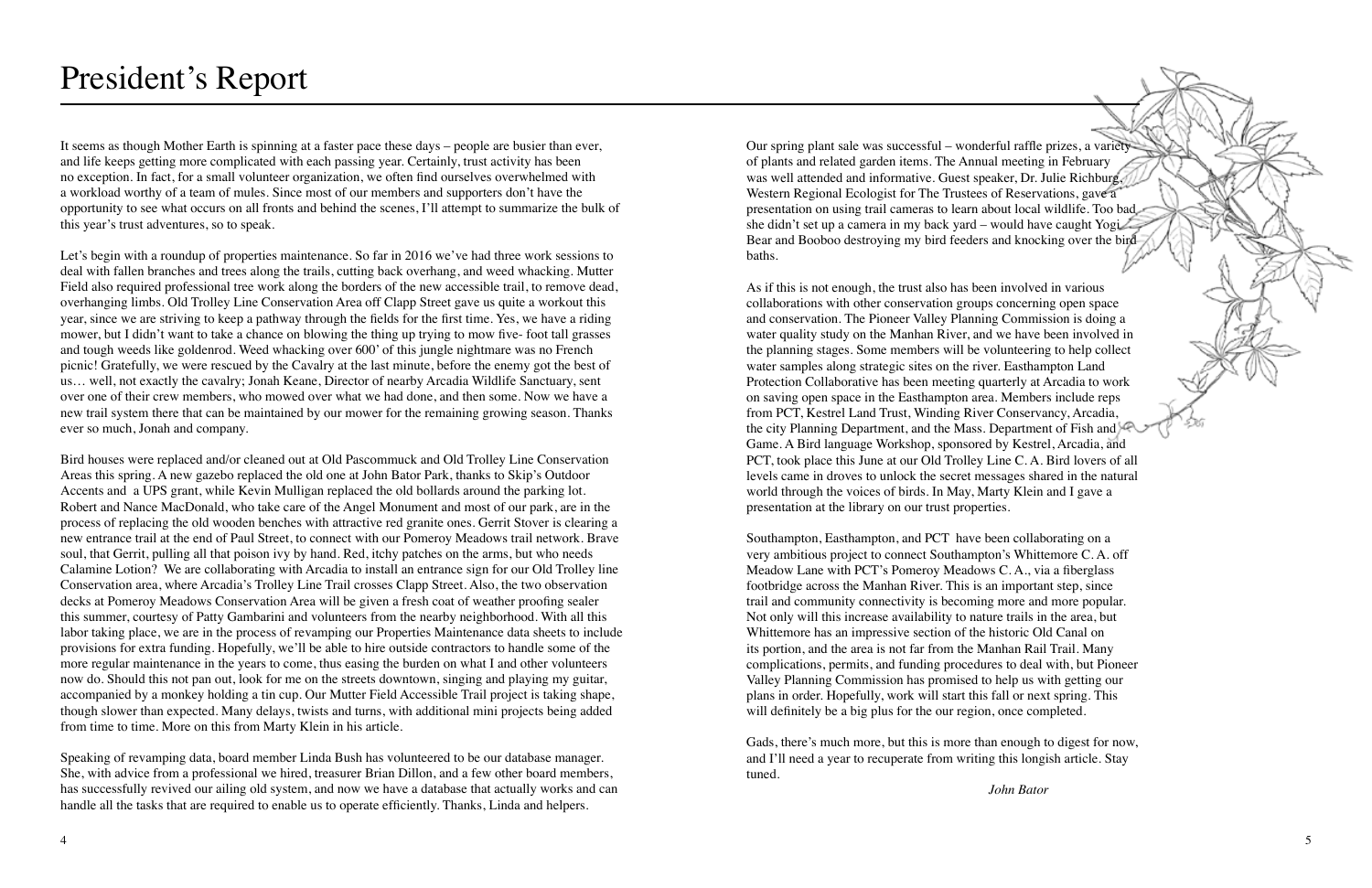# President's Report

It seems as though Mother Earth is spinning at a faster pace these days – people are busier than ever, and life keeps getting more complicated with each passing year. Certainly, trust activity has been no exception. In fact, for a small volunteer organization, we often find ourselves overwhelmed with a workload worthy of a team of mules. Since most of our members and supporters don't have the opportunity to see what occurs on all fronts and behind the scenes, I'll attempt to summarize the bulk of this year's trust adventures, so to speak.

Let's begin with a roundup of properties maintenance. So far in 2016 we've had three work sessions to deal with fallen branches and trees along the trails, cutting back overhang, and weed whacking. Mutter Field also required professional tree work along the borders of the new accessible trail, to remove dead, overhanging limbs. Old Trolley Line Conservation Area off Clapp Street gave us quite a workout this year, since we are striving to keep a pathway through the fields for the first time. Yes, we have a riding mower, but I didn't want to take a chance on blowing the thing up trying to mow five- foot tall grasses and tough weeds like goldenrod. Weed whacking over 600' of this jungle nightmare was no French picnic! Gratefully, we were rescued by the Cavalry at the last minute, before the enemy got the best of us… well, not exactly the cavalry; Jonah Keane, Director of nearby Arcadia Wildlife Sanctuary, sent over one of their crew members, who mowed over what we had done, and then some. Now we have a new trail system there that can be maintained by our mower for the remaining growing season. Thanks ever so much, Jonah and company.

Bird houses were replaced and/or cleaned out at Old Pascommuck and Old Trolley Line Conservation Areas this spring. A new gazebo replaced the old one at John Bator Park, thanks to Skip's Outdoor Accents and a UPS grant, while Kevin Mulligan replaced the old bollards around the parking lot. Robert and Nance MacDonald, who take care of the Angel Monument and most of our park, are in the process of replacing the old wooden benches with attractive red granite ones. Gerrit Stover is clearing a new entrance trail at the end of Paul Street, to connect with our Pomeroy Meadows trail network. Brave soul, that Gerrit, pulling all that poison ivy by hand. Red, itchy patches on the arms, but who needs Calamine Lotion? We are collaborating with Arcadia to install an entrance sign for our Old Trolley line Conservation area, where Arcadia's Trolley Line Trail crosses Clapp Street. Also, the two observation decks at Pomeroy Meadows Conservation Area will be given a fresh coat of weather proofing sealer this summer, courtesy of Patty Gambarini and volunteers from the nearby neighborhood. With all this labor taking place, we are in the process of revamping our Properties Maintenance data sheets to include provisions for extra funding. Hopefully, we'll be able to hire outside contractors to handle some of the more regular maintenance in the years to come, thus easing the burden on what I and other volunteers now do. Should this not pan out, look for me on the streets downtown, singing and playing my guitar, accompanied by a monkey holding a tin cup. Our Mutter Field Accessible Trail project is taking shape, though slower than expected. Many delays, twists and turns, with additional mini projects being added from time to time. More on this from Marty Klein in his article.

Speaking of revamping data, board member Linda Bush has volunteered to be our database manager. She, with advice from a professional we hired, treasurer Brian Dillon, and a few other board members, has successfully revived our ailing old system, and now we have a database that actually works and can handle all the tasks that are required to enable us to operate efficiently. Thanks, Linda and helpers.

Our spring plant sale was successful – wonderful raffle prizes, a variety of plants and related garden items. The Annual meeting in February was well attended and informative. Guest speaker, Dr. Julie Richburg, Western Regional Ecologist for The Trustees of Reservations, gave a presentation on using trail cameras to learn about local wildlife. Too bad she didn't set up a camera in my back yard – would have caught Yogi Bear and Booboo destroying my bird feeders and knocking over the bird baths.

As if this is not enough, the trust also has been involved in various collaborations with other conservation groups concerning open space and conservation. The Pioneer Valley Planning Commission is doing a water quality study on the Manhan River, and we have been involved in the planning stages. Some members will be volunteering to help collect water samples along strategic sites on the river. Easthampton Land Protection Collaborative has been meeting quarterly at Arcadia to work on saving open space in the Easthampton area. Members include reps from PCT, Kestrel Land Trust, Winding River Conservancy, Arcadia, the city Planning Department, and the Mass. Department of Fish and Game. A Bird language Workshop, sponsored by Kestrel, Arcadia, and PCT, took place this June at our Old Trolley Line C. A. Bird lovers of all levels came in droves to unlock the secret messages shared in the natural world through the voices of birds. In May, Marty Klein and I gave a presentation at the library on our trust properties.

Southampton, Easthampton, and PCT have been collaborating on a very ambitious project to connect Southampton's Whittemore C. A. off Meadow Lane with PCT's Pomeroy Meadows C. A., via a fiberglass footbridge across the Manhan River. This is an important step, since trail and community connectivity is becoming more and more popular. Not only will this increase availability to nature trails in the area, but Whittemore has an impressive section of the historic Old Canal on its portion, and the area is not far from the Manhan Rail Trail. Many complications, permits, and funding procedures to deal with, but Pioneer Valley Planning Commission has promised to help us with getting our plans in order. Hopefully, work will start this fall or next spring. This will definitely be a big plus for the our region, once completed.

Gads, there's much more, but this is more than enough to digest for now, and I'll need a year to recuperate from writing this longish article. Stay tuned.

*John Bator*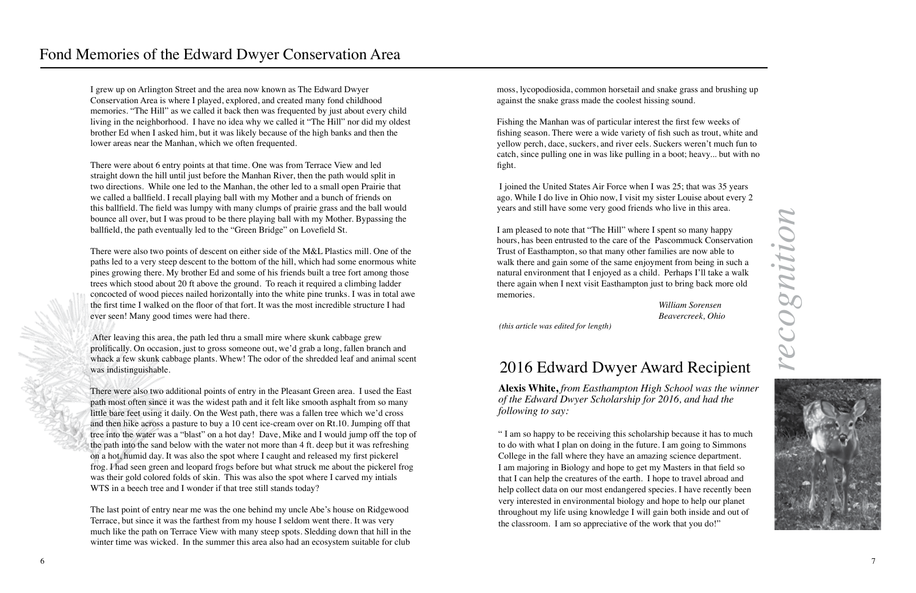# Fond Memories of the Edward Dwyer Conservation Area

I grew up on Arlington Street and the area now known as The Edward Dwyer Conservation Area is where I played, explored, and created many fond childhood memories. "The Hill" as we called it back then was frequented by just about every child living in the neighborhood. I have no idea why we called it "The Hill" nor did my oldest brother Ed when I asked him, but it was likely because of the high banks and then the lower areas near the Manhan, which we often frequented.

There were about 6 entry points at that time. One was from Terrace View and led straight down the hill until just before the Manhan River, then the path would split in two directions. While one led to the Manhan, the other led to a small open Prairie that we called a ballfield. I recall playing ball with my Mother and a bunch of friends on this ballfield. The field was lumpy with many clumps of prairie grass and the ball would bounce all over, but I was proud to be there playing ball with my Mother. Bypassing the ballfield, the path eventually led to the "Green Bridge" on Lovefield St.

There were also two points of descent on either side of the M&L Plastics mill. One of the paths led to a very steep descent to the bottom of the hill, which had some enormous white pines growing there. My brother Ed and some of his friends built a tree fort among those trees which stood about 20 ft above the ground. To reach it required a climbing ladder concocted of wood pieces nailed horizontally into the white pine trunks. I was in total awe the first time I walked on the floor of that fort. It was the most incredible structure I had ever seen! Many good times were had there.

After leaving this area, the path led thru a small mire where skunk cabbage grew prolifically. On occasion, just to gross someone out, we'd grab a long, fallen branch and whack a few skunk cabbage plants. Whew! The odor of the shredded leaf and animal scent was indistinguishable.

There were also two additional points of entry in the Pleasant Green area. I used the East path most often since it was the widest path and it felt like smooth asphalt from so many little bare feet using it daily. On the West path, there was a fallen tree which we'd cross and then hike across a pasture to buy a 10 cent ice-cream over on Rt.10. Jumping off that tree into the water was a "blast" on a hot day! Dave, Mike and I would jump off the top of the path into the sand below with the water not more than 4 ft. deep but it was refreshing on a hot, humid day. It was also the spot where I caught and released my first pickerel frog. I had seen green and leopard frogs before but what struck me about the pickerel frog was their gold colored folds of skin. This was also the spot where I carved my intials WTS in a beech tree and I wonder if that tree still stands today?

The last point of entry near me was the one behind my uncle Abe's house on Ridgewood Terrace, but since it was the farthest from my house I seldom went there. It was very much like the path on Terrace View with many steep spots. Sledding down that hill in the winter time was wicked. In the summer this area also had an ecosystem suitable for club moss, lycopodiosida, common horsetail and snake grass and brushing up against the snake grass made the coolest hissing sound.

Fishing the Manhan was of particular interest the first few weeks of fishing season. There were a wide variety of fish such as trout, white and yellow perch, dace, suckers, and river eels. Suckers weren't much fun to catch, since pulling one in was like pulling in a boot; heavy... but with no fight.

I joined the United States Air Force when I was 25; that was 35 years ago. While I do live in Ohio now, I visit my sister Louise about every 2 years and still have some very good friends who live in this area.

I am pleased to note that "The Hill" where I spent so many happy hours, has been entrusted to the care of the Pascommuck Conservation Trust of Easthampton, so that many other families are now able to walk there and gain some of the same enjoyment from being in such a natural environment that I enjoyed as a child. Perhaps I'll take a walk there again when I next visit Easthampton just to bring back more old memories.

*William Sorensen*
*Beavercreek, Ohio*

*(this article was edited for length)*

*recognition*

## 2016 Edward Dwyer Award Recipient

**Alexis White,** *from Easthampton High School was the winner of the Edward Dwyer Scholarship for 2016, and had the following to say:*

" I am so happy to be receiving this scholarship because it has to much to do with what I plan on doing in the future. I am going to Simmons College in the fall where they have an amazing science department. I am majoring in Biology and hope to get my Masters in that field so that I can help the creatures of the earth. I hope to travel abroad and help collect data on our most endangered species. I have recently been very interested in environmental biology and hope to help our planet throughout my life using knowledge I will gain both inside and out of the classroom. I am so appreciative of the work that you do!"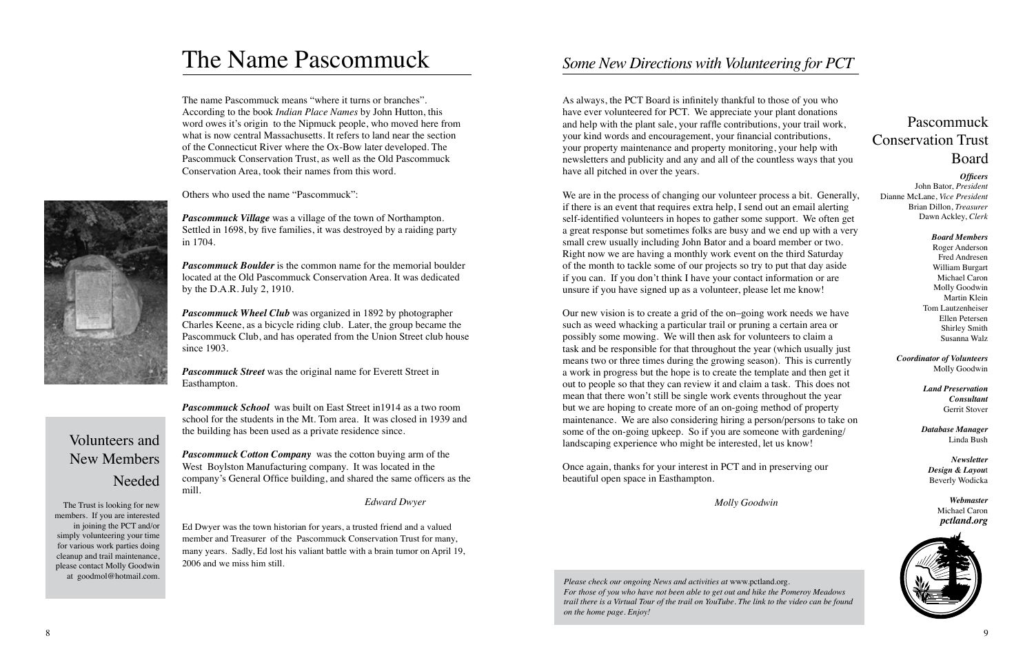# The Name Pascommuck

The name Pascommuck means "where it turns or branches". According to the book *Indian Place Names* by John Hutton, this word owes it's origin to the Nipmuck people, who moved here from what is now central Massachusetts. It refers to land near the section of the Connecticut River where the Ox-Bow later developed. The Pascommuck Conservation Trust, as well as the Old Pascommuck Conservation Area, took their names from this word.

Others who used the name "Pascommuck":

***Pascommuck Village*** was a village of the town of Northampton. Settled in 1698, by five families, it was destroyed by a raiding party in 1704.

***Pascommuck Boulder*** is the common name for the memorial boulder located at the Old Pascommuck Conservation Area. It was dedicated by the D.A.R. July 2, 1910.

***Pascommuck Wheel Club*** was organized in 1892 by photographer Charles Keene, as a bicycle riding club. Later, the group became the Pascommuck Club, and has operated from the Union Street club house since 1903.

***Pascommuck Street*** was the original name for Everett Street in Easthampton.

***Pascommuck School*** was built on East Street in1914 as a two room school for the students in the Mt. Tom area. It was closed in 1939 and the building has been used as a private residence since.

***Pascommuck Cotton Company*** was the cotton buying arm of the West Boylston Manufacturing company. It was located in the company's General Office building, and shared the same officers as the mill.

*Edward Dwyer*

Ed Dwyer was the town historian for years, a trusted friend and a valued member and Treasurer of the Pascommuck Conservation Trust for many, many years. Sadly, Ed lost his valiant battle with a brain tumor on April 19, 2006 and we miss him still.

## Volunteers and New Members Needed

The Trust is looking for new members. If you are interested in joining the PCT and/or simply volunteering your time for various work parties doing cleanup and trail maintenance, please contact Molly Goodwin at goodmol@hotmail.com.

# *Some New Directions with Volunteering for PCT*

As always, the PCT Board is infinitely thankful to those of you who have ever volunteered for PCT. We appreciate your plant donations and help with the plant sale, your raffle contributions, your trail work, your kind words and encouragement, your financial contributions, your property maintenance and property monitoring, your help with newsletters and publicity and any and all of the countless ways that you have all pitched in over the years.

We are in the process of changing our volunteer process a bit. Generally, if there is an event that requires extra help, I send out an email alerting self-identified volunteers in hopes to gather some support. We often get a great response but sometimes folks are busy and we end up with a very small crew usually including John Bator and a board member or two. Right now we are having a monthly work event on the third Saturday of the month to tackle some of our projects so try to put that day aside if you can. If you don't think I have your contact information or are unsure if you have signed up as a volunteer, please let me know!

Our new vision is to create a grid of the on–going work needs we have such as weed whacking a particular trail or pruning a certain area or possibly some mowing. We will then ask for volunteers to claim a task and be responsible for that throughout the year (which usually just means two or three times during the growing season). This is currently a work in progress but the hope is to create the template and then get it out to people so that they can review it and claim a task. This does not mean that there won't still be single work events throughout the year but we are hoping to create more of an on-going method of property maintenance. We are also considering hiring a person/persons to take on some of the on-going upkeep. So if you are someone with gardening/ landscaping experience who might be interested, let us know!

Once again, thanks for your interest in PCT and in preserving our beautiful open space in Easthampton.

*Molly Goodwin*

*Please check our ongoing News and activities at* www.pctland.org.
*For those of you who have not been able to get out and hike the Pomeroy Meadows trail there is a Virtual Tour of the trail on YouTube. The link to the video can be found on the home page. Enjoy!*

## Pascommuck Conservation Trust Board

***Officers***
John Bator, *President*
Dianne McLane, *Vice President*
Brian Dillon, *Treasurer*
Dawn Ackley, *Clerk*

***Board Members***
Roger Anderson
Fred Andresen
William Burgart
Michael Caron
Molly Goodwin
Martin Klein
Tom Lautzenheiser
Ellen Petersen
Shirley Smith
Susanna Walz

***Coordinator of Volunteers***
Molly Goodwin

***Land Preservation Consultant***
Gerrit Stover

***Database Manager***
Linda Bush

***Newsletter Design & Layout***
Beverly Wodicka

***Webmaster***
Michael Caron
***pctland.org***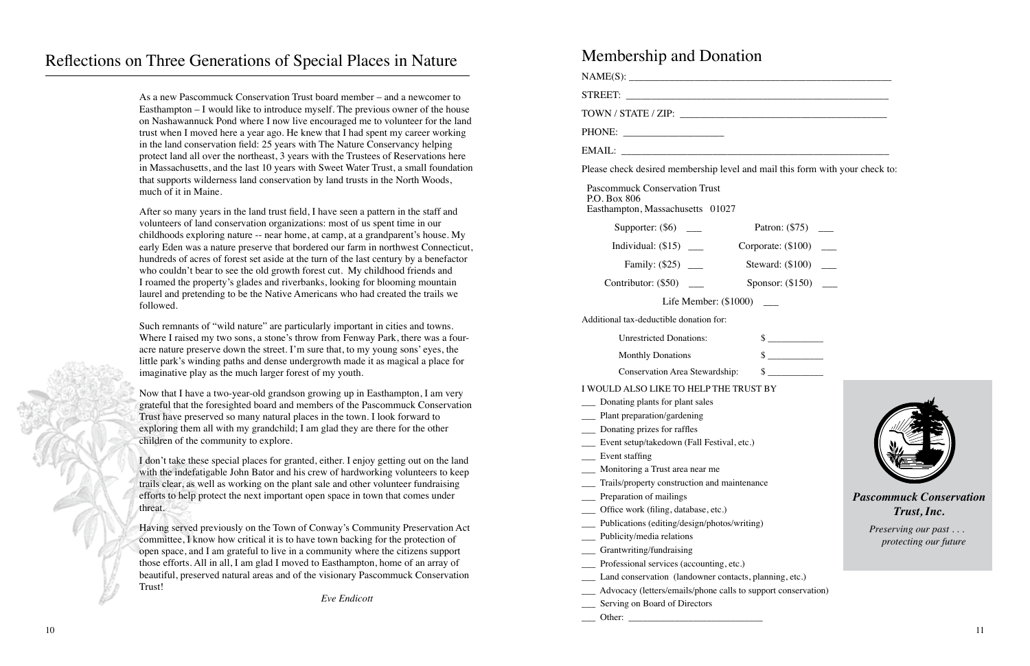# Reflections on Three Generations of Special Places in Nature

As a new Pascommuck Conservation Trust board member – and a newcomer to Easthampton – I would like to introduce myself. The previous owner of the house on Nashawannuck Pond where I now live encouraged me to volunteer for the land trust when I moved here a year ago. He knew that I had spent my career working in the land conservation field: 25 years with The Nature Conservancy helping protect land all over the northeast, 3 years with the Trustees of Reservations here in Massachusetts, and the last 10 years with Sweet Water Trust, a small foundation that supports wilderness land conservation by land trusts in the North Woods, much of it in Maine.

After so many years in the land trust field, I have seen a pattern in the staff and volunteers of land conservation organizations: most of us spent time in our childhoods exploring nature -- near home, at camp, at a grandparent's house. My early Eden was a nature preserve that bordered our farm in northwest Connecticut, hundreds of acres of forest set aside at the turn of the last century by a benefactor who couldn't bear to see the old growth forest cut. My childhood friends and I roamed the property's glades and riverbanks, looking for blooming mountain laurel and pretending to be the Native Americans who had created the trails we followed.

Such remnants of "wild nature" are particularly important in cities and towns. Where I raised my two sons, a stone's throw from Fenway Park, there was a four-acre nature preserve down the street. I'm sure that, to my young sons' eyes, the little park's winding paths and dense undergrowth made it as magical a place for imaginative play as the much larger forest of my youth.

Now that I have a two-year-old grandson growing up in Easthampton, I am very grateful that the foresighted board and members of the Pascommuck Conservation Trust have preserved so many natural places in the town. I look forward to exploring them all with my grandchild; I am glad they are there for the other children of the community to explore.

I don't take these special places for granted, either. I enjoy getting out on the land with the indefatigable John Bator and his crew of hardworking volunteers to keep trails clear, as well as working on the plant sale and other volunteer fundraising efforts to help protect the next important open space in town that comes under threat.

Having served previously on the Town of Conway's Community Preservation Act committee, I know how critical it is to have town backing for the protection of open space, and I am grateful to live in a community where the citizens support those efforts. All in all, I am glad I moved to Easthampton, home of an array of beautiful, preserved natural areas and of the visionary Pascommuck Conservation Trust!

*Eve Endicott*

# Membership and Donation

NAME(S): ____________________________________________

STREET: ____________________________________________

TOWN / STATE / ZIP: __________________________________

PHONE: ________________

EMAIL: _____________________________________________

Please check desired membership level and mail this form with your check to:

Pascommuck Conservation Trust
P.O. Box 806
Easthampton, Massachusetts 01027

| | |
|---|---|
| Supporter: ($6) ___ | Patron: ($75) ___ |
| Individual: ($15) ___ | Corporate: ($100) ___ |
| Family: ($25) ___ | Steward: ($100) ___ |
| Contributor: ($50) ___ | Sponsor: ($150) ___ |

Life Member: ($1000) ___

Additional tax-deductible donation for:

| | |
|---|---|
| Unrestricted Donations: | $ __________ |
| Monthly Donations | $ __________ |
| Conservation Area Stewardship: | $ __________ |

I WOULD ALSO LIKE TO HELP THE TRUST BY

___ Donating plants for plant sales
___ Plant preparation/gardening
___ Donating prizes for raffles
___ Event setup/takedown (Fall Festival, etc.)
___ Event staffing
___ Monitoring a Trust area near me
___ Trails/property construction and maintenance
___ Preparation of mailings
___ Office work (filing, database, etc.)
___ Publications (editing/design/photos/writing)
___ Publicity/media relations
___ Grantwriting/fundraising
___ Professional services (accounting, etc.)
___ Land conservation (landowner contacts, planning, etc.)
___ Advocacy (letters/emails/phone calls to support conservation)
___ Serving on Board of Directors
___ Other: ______________________

***Pascommuck Conservation Trust, Inc.***

*Preserving our past . . . protecting our future*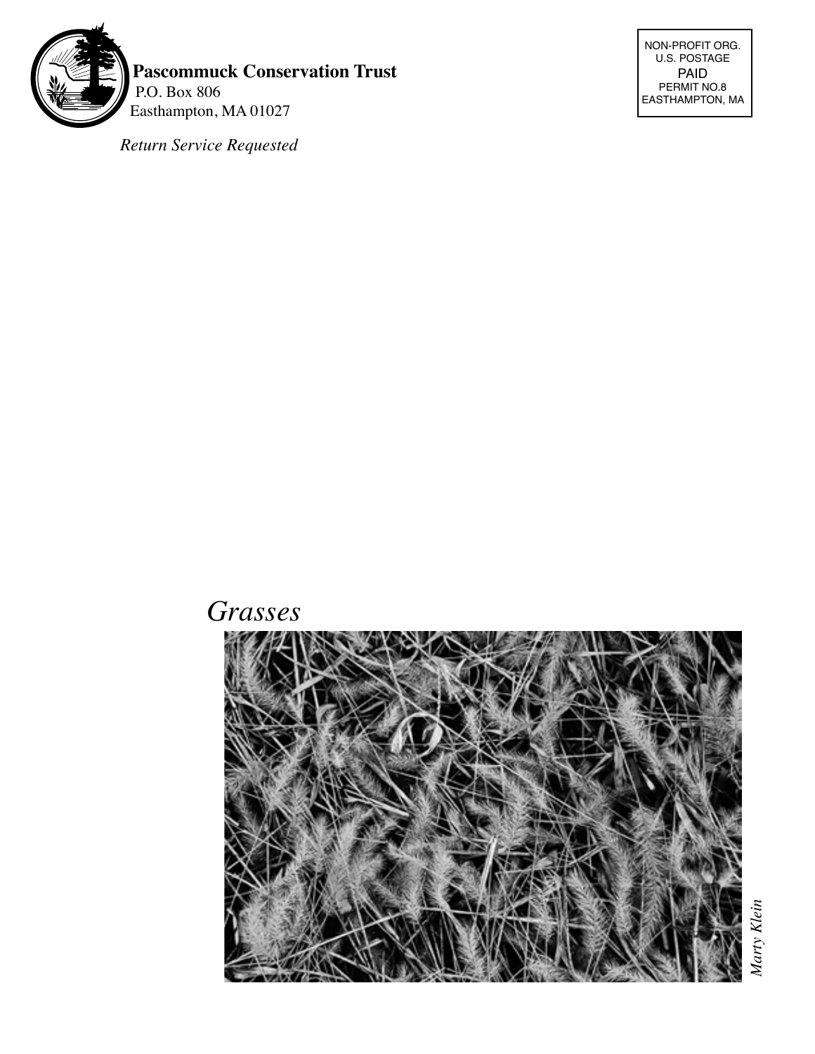**Pascommuck Conservation Trust**
P.O. Box 806
Easthampton, MA 01027

*Return Service Requested*

NON-PROFIT ORG.
U.S. POSTAGE
PAID
PERMIT NO.8
EASTHAMPTON, MA

*Grasses*

*Marty Klein*